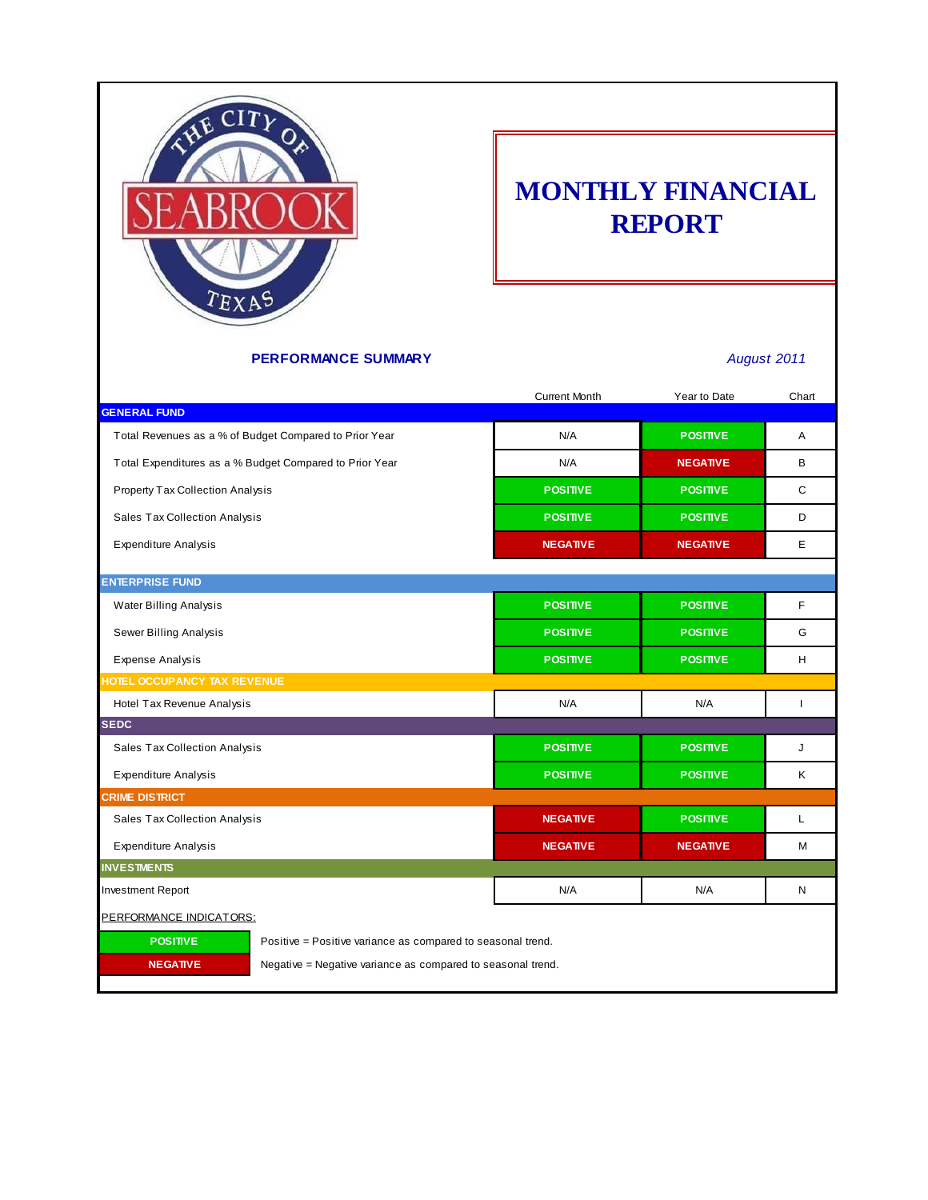# MONTHLY FINANCIAL REPORT

**PERFORMANCE SUMMARY**

*August 2011*

| | Current Month | Year to Date | Chart |
|---|---|---|---|
| **GENERAL FUND** | | | |
| Total Revenues as a % of Budget Compared to Prior Year | N/A | POSITIVE | A |
| Total Expenditures as a % Budget Compared to Prior Year | N/A | NEGATIVE | B |
| Property Tax Collection Analysis | POSITIVE | POSITIVE | C |
| Sales Tax Collection Analysis | POSITIVE | POSITIVE | D |
| Expenditure Analysis | NEGATIVE | NEGATIVE | E |
| **ENTERPRISE FUND** | | | |
| Water Billing Analysis | POSITIVE | POSITIVE | F |
| Sewer Billing Analysis | POSITIVE | POSITIVE | G |
| Expense Analysis | POSITIVE | POSITIVE | H |
| **HOTEL OCCUPANCY TAX REVENUE** | | | |
| Hotel Tax Revenue Analysis | N/A | N/A | I |
| **SEDC** | | | |
| Sales Tax Collection Analysis | POSITIVE | POSITIVE | J |
| Expenditure Analysis | POSITIVE | POSITIVE | K |
| **CRIME DISTRICT** | | | |
| Sales Tax Collection Analysis | NEGATIVE | POSITIVE | L |
| Expenditure Analysis | NEGATIVE | NEGATIVE | M |
| **INVESTMENTS** | | | |
| Investment Report | N/A | N/A | N |

PERFORMANCE INDICATORS:

| | |
|---|---|
| POSITIVE | Positive = Positive variance as compared to seasonal trend. |
| NEGATIVE | Negative = Negative variance as compared to seasonal trend. |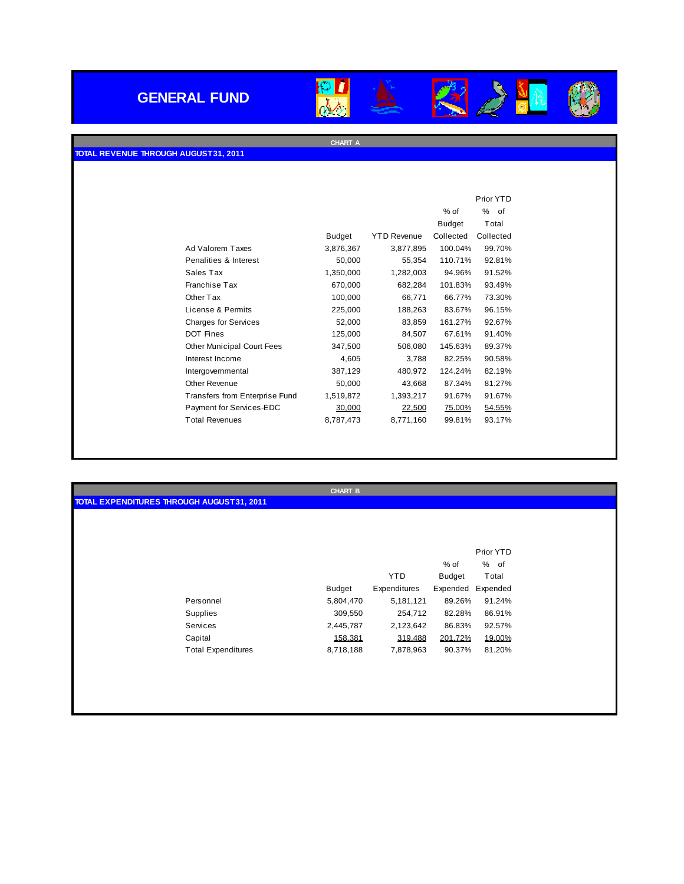# GENERAL FUND

**CHART A**

**TOTAL REVENUE THROUGH AUGUST 31, 2011**

| | Budget | YTD Revenue | % of Budget Collected | Prior YTD % of Total Collected |
|---|---|---|---|---|
| Ad Valorem Taxes | 3,876,367 | 3,877,895 | 100.04% | 99.70% |
| Penalities & Interest | 50,000 | 55,354 | 110.71% | 92.81% |
| Sales Tax | 1,350,000 | 1,282,003 | 94.96% | 91.52% |
| Franchise Tax | 670,000 | 682,284 | 101.83% | 93.49% |
| Other Tax | 100,000 | 66,771 | 66.77% | 73.30% |
| License & Permits | 225,000 | 188,263 | 83.67% | 96.15% |
| Charges for Services | 52,000 | 83,859 | 161.27% | 92.67% |
| DOT Fines | 125,000 | 84,507 | 67.61% | 91.40% |
| Other Municipal Court Fees | 347,500 | 506,080 | 145.63% | 89.37% |
| Interest Income | 4,605 | 3,788 | 82.25% | 90.58% |
| Intergovernmental | 387,129 | 480,972 | 124.24% | 82.19% |
| Other Revenue | 50,000 | 43,668 | 87.34% | 81.27% |
| Transfers from Enterprise Fund | 1,519,872 | 1,393,217 | 91.67% | 91.67% |
| Payment for Services-EDC | 30,000 | 22,500 | 75.00% | 54.55% |
| Total Revenues | 8,787,473 | 8,771,160 | 99.81% | 93.17% |

**CHART B**

**TOTAL EXPENDITURES THROUGH AUGUST 31, 2011**

| | Budget | YTD Expenditures | % of Budget Expended | Prior YTD % of Total Expended |
|---|---|---|---|---|
| Personnel | 5,804,470 | 5,181,121 | 89.26% | 91.24% |
| Supplies | 309,550 | 254,712 | 82.28% | 86.91% |
| Services | 2,445,787 | 2,123,642 | 86.83% | 92.57% |
| Capital | 158,381 | 319,488 | 201.72% | 19.00% |
| Total Expenditures | 8,718,188 | 7,878,963 | 90.37% | 81.20% |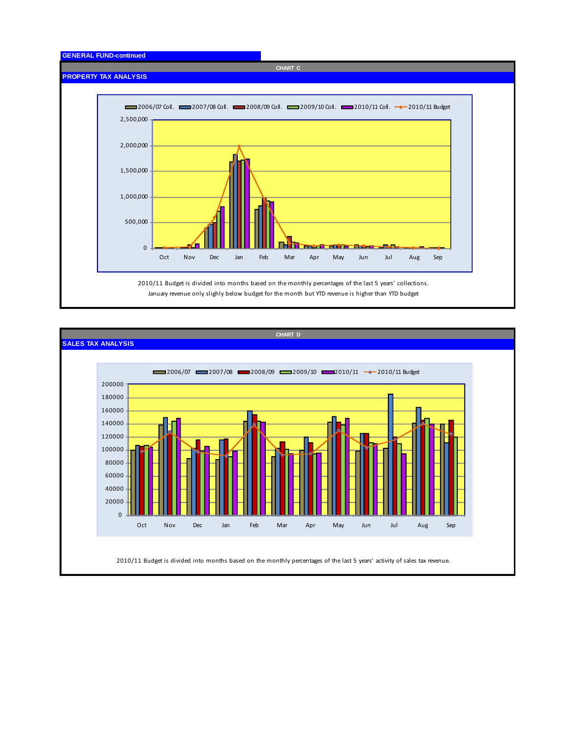**GENERAL FUND-continued**

CHART C

## PROPERTY TAX ANALYSIS

2006/07 Coll. | 2007/08 Coll. | 2008/09 Coll. | 2009/10 Coll. | 2010/11 Coll. | 2010/11 Budget

2,500,000 | 2,000,000 | 1,500,000 | 1,000,000 | 500,000 | 0

Oct | Nov | Dec | Jan | Feb | Mar | Apr | May | Jun | Jul | Aug | Sep

2010/11 Budget is divided into months based on the monthly percentages of the last 5 years' collections.
January revenue only slighly below budget for the month but YTD revenue is higher than YTD budget

CHART D

## SALES TAX ANALYSIS

2006/07 | 2007/08 | 2008/09 | 2009/10 | 2010/11 | 2010/11 Budget

200000 | 180000 | 160000 | 140000 | 120000 | 100000 | 80000 | 60000 | 40000 | 20000 | 0

Oct | Nov | Dec | Jan | Feb | Mar | Apr | May | Jun | Jul | Aug | Sep

2010/11 Budget is divided into months based on the monthly percentages of the last 5 years' activity of sales tax revenue.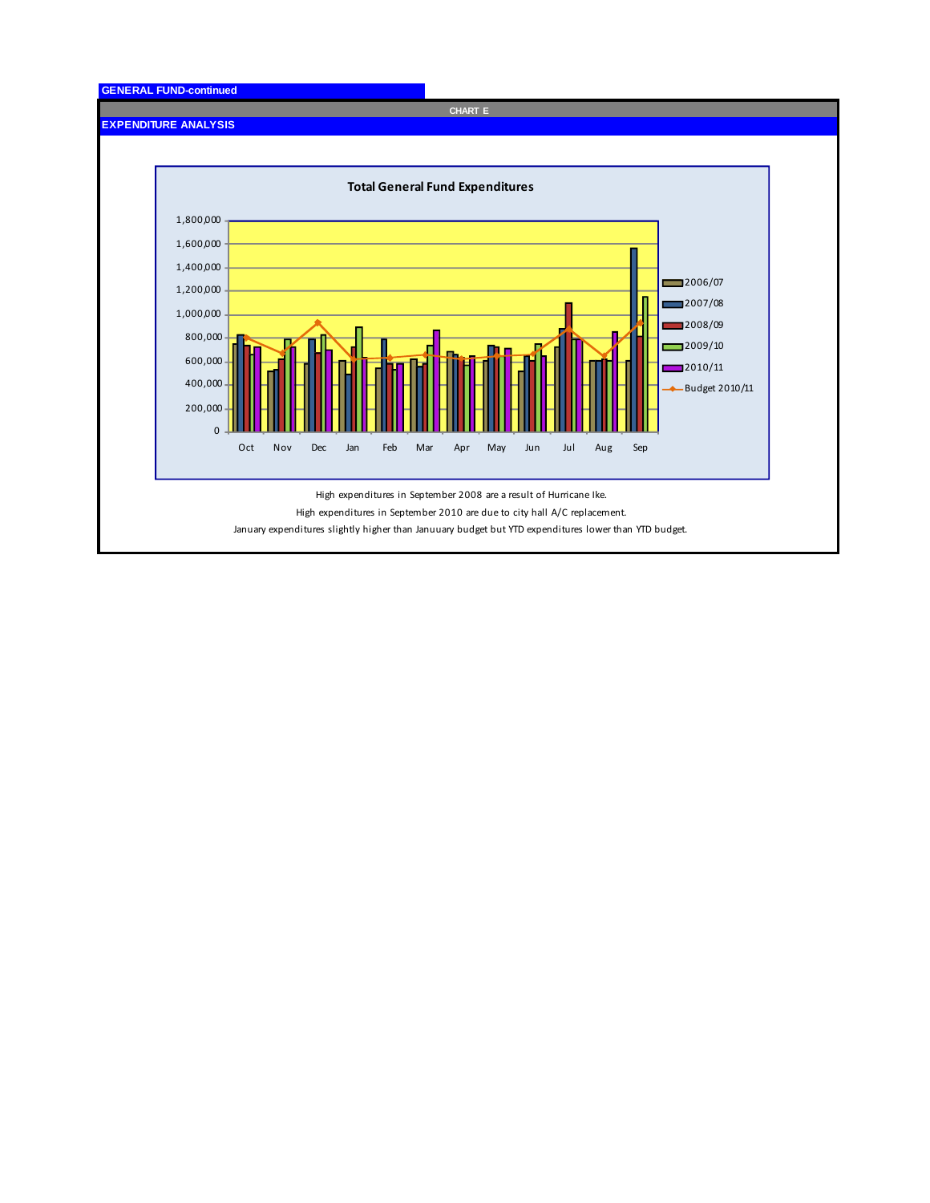**GENERAL FUND-continued**

**CHART E**

**EXPENDITURE ANALYSIS**

**Total General Fund Expenditures**

High expenditures in September 2008 are a result of Hurricane Ike.

High expenditures in September 2010 are due to city hall A/C replacement.

January expenditures slightly higher than Januuary budget but YTD expenditures lower than YTD budget.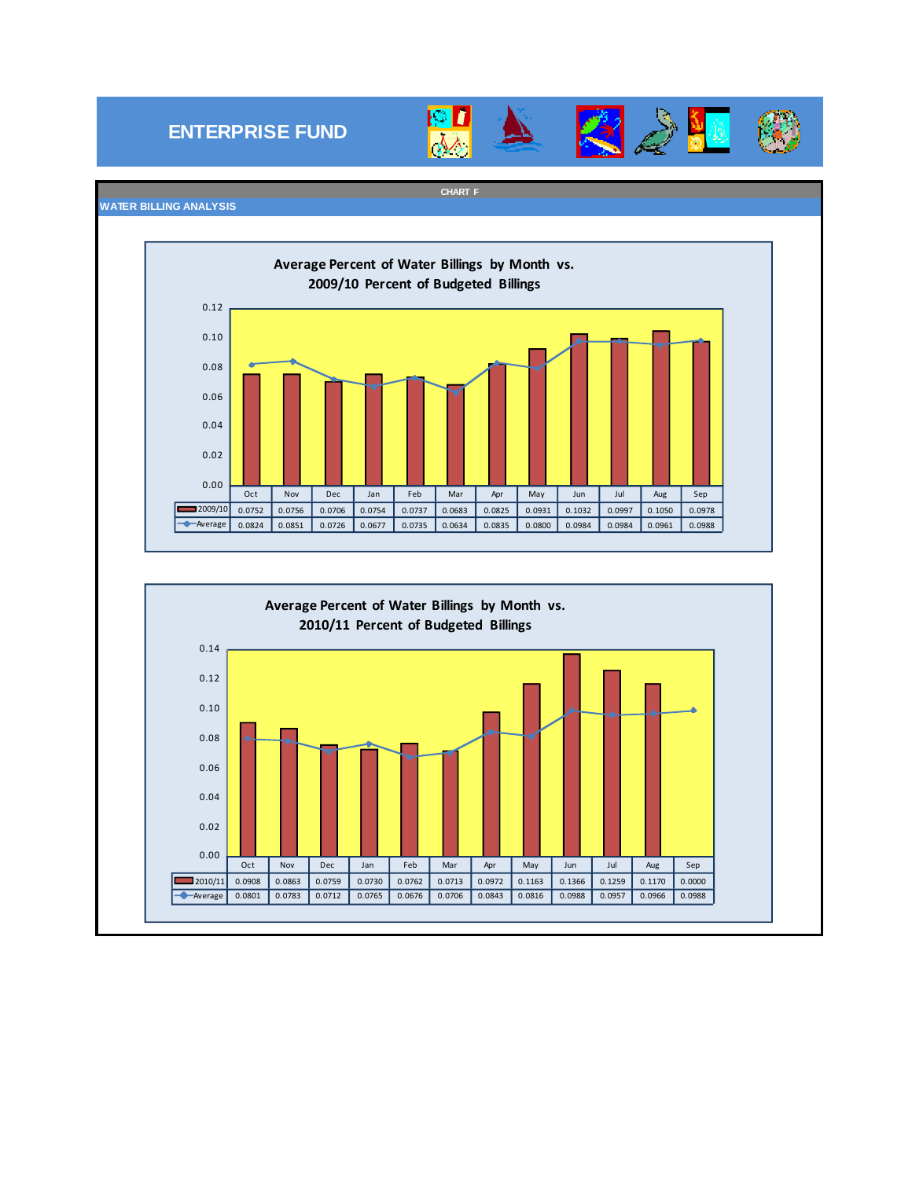# ENTERPRISE FUND

CHART F

## WATER BILLING ANALYSIS

### Average Percent of Water Billings by Month vs. 2009/10 Percent of Budgeted Billings

| | Oct | Nov | Dec | Jan | Feb | Mar | Apr | May | Jun | Jul | Aug | Sep |
|---|---|---|---|---|---|---|---|---|---|---|---|---|
| 2009/10 | 0.0752 | 0.0756 | 0.0706 | 0.0754 | 0.0737 | 0.0683 | 0.0825 | 0.0931 | 0.1032 | 0.0997 | 0.1050 | 0.0978 |
| Average | 0.0824 | 0.0851 | 0.0726 | 0.0677 | 0.0735 | 0.0634 | 0.0835 | 0.0800 | 0.0984 | 0.0984 | 0.0961 | 0.0988 |

### Average Percent of Water Billings by Month vs. 2010/11 Percent of Budgeted Billings

| | Oct | Nov | Dec | Jan | Feb | Mar | Apr | May | Jun | Jul | Aug | Sep |
|---|---|---|---|---|---|---|---|---|---|---|---|---|
| 2010/11 | 0.0908 | 0.0863 | 0.0759 | 0.0730 | 0.0762 | 0.0713 | 0.0972 | 0.1163 | 0.1366 | 0.1259 | 0.1170 | 0.0000 |
| Average | 0.0801 | 0.0783 | 0.0712 | 0.0765 | 0.0676 | 0.0706 | 0.0843 | 0.0816 | 0.0988 | 0.0957 | 0.0966 | 0.0988 |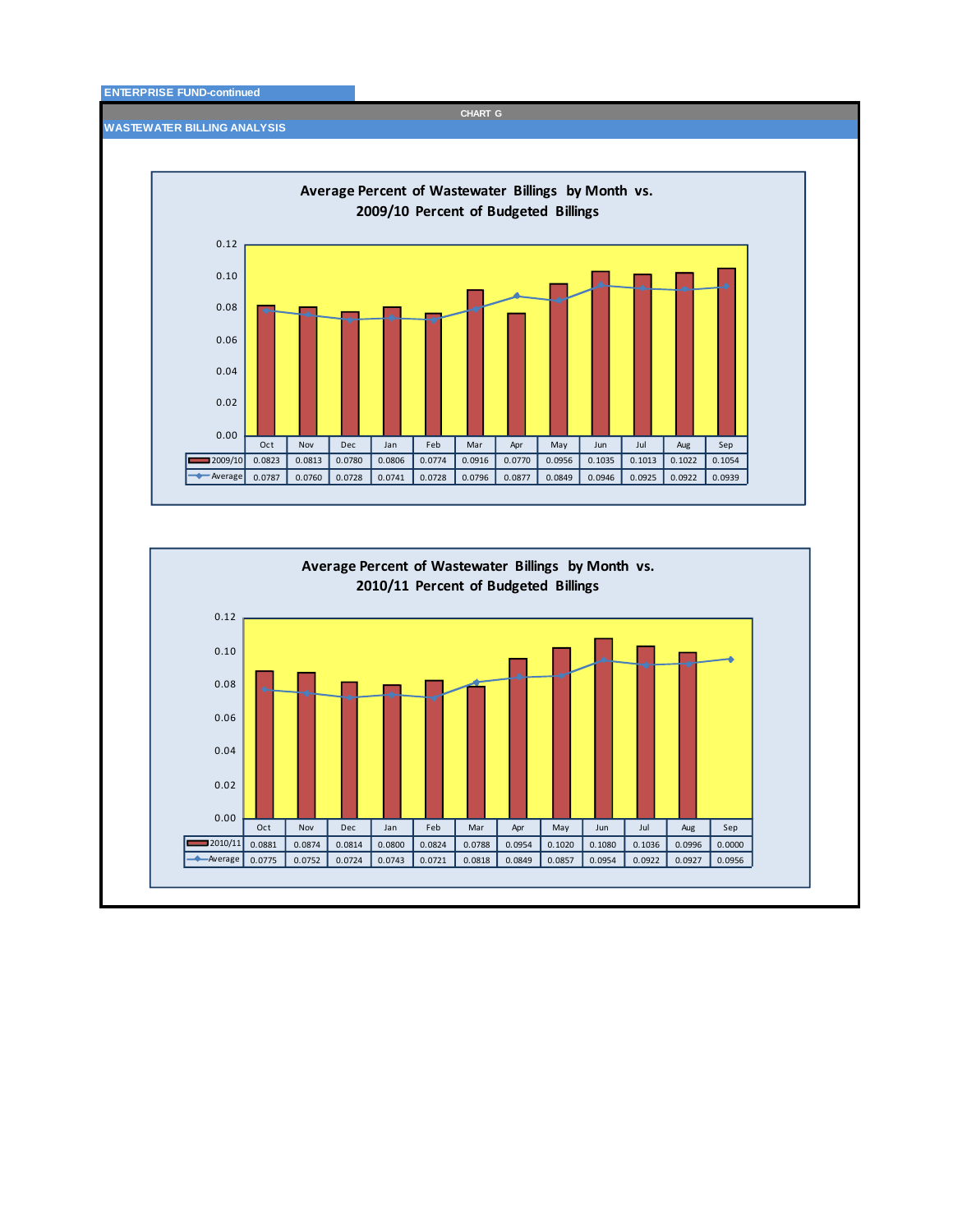ENTERPRISE FUND-continued

CHART G

WASTEWATER BILLING ANALYSIS

## Average Percent of Wastewater Billings by Month vs. 2009/10 Percent of Budgeted Billings

| | Oct | Nov | Dec | Jan | Feb | Mar | Apr | May | Jun | Jul | Aug | Sep |
|---|---|---|---|---|---|---|---|---|---|---|---|---|
| 2009/10 | 0.0823 | 0.0813 | 0.0780 | 0.0806 | 0.0774 | 0.0916 | 0.0770 | 0.0956 | 0.1035 | 0.1013 | 0.1022 | 0.1054 |
| Average | 0.0787 | 0.0760 | 0.0728 | 0.0741 | 0.0728 | 0.0796 | 0.0877 | 0.0849 | 0.0946 | 0.0925 | 0.0922 | 0.0939 |

## Average Percent of Wastewater Billings by Month vs. 2010/11 Percent of Budgeted Billings

| | Oct | Nov | Dec | Jan | Feb | Mar | Apr | May | Jun | Jul | Aug | Sep |
|---|---|---|---|---|---|---|---|---|---|---|---|---|
| 2010/11 | 0.0881 | 0.0874 | 0.0814 | 0.0800 | 0.0824 | 0.0788 | 0.0954 | 0.1020 | 0.1080 | 0.1036 | 0.0996 | 0.0000 |
| Average | 0.0775 | 0.0752 | 0.0724 | 0.0743 | 0.0721 | 0.0818 | 0.0849 | 0.0857 | 0.0954 | 0.0922 | 0.0927 | 0.0956 |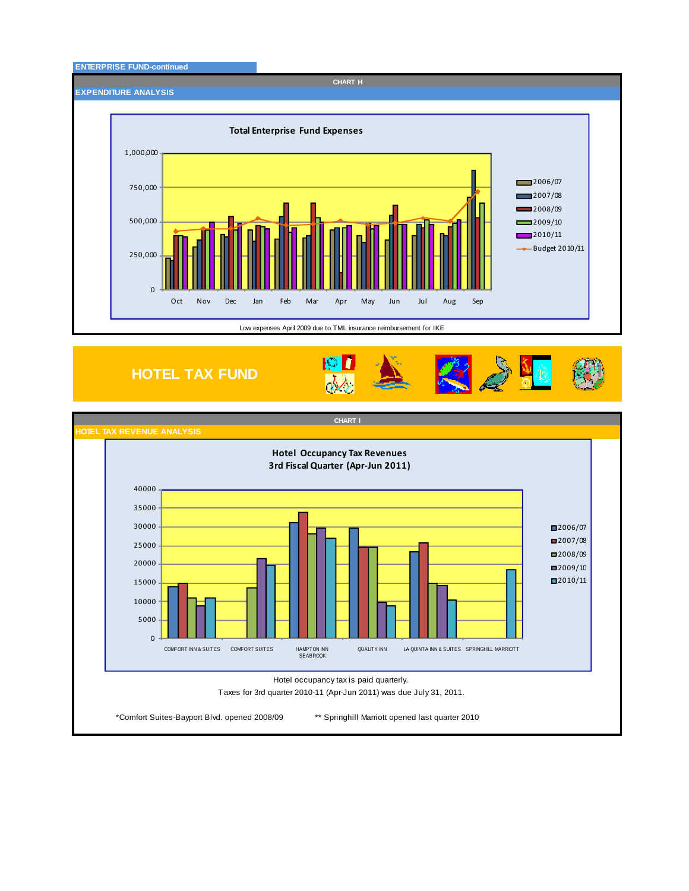**ENTERPRISE FUND-continued**

CHART H

## EXPENDITURE ANALYSIS

**Total Enterprise Fund Expenses**

Legend: 2006/07, 2007/08, 2008/09, 2009/10, 2010/11, Budget 2010/11

Y-axis: 0, 250,000, 500,000, 750,000, 1,000,000

X-axis: Oct, Nov, Dec, Jan, Feb, Mar, Apr, May, Jun, Jul, Aug, Sep

Low expenses April 2009 due to TML insurance reimbursement for IKE

# HOTEL TAX FUND

CHART I

## HOTEL TAX REVENUE ANALYSIS

**Hotel Occupancy Tax Revenues**
**3rd Fiscal Quarter (Apr-Jun 2011)**

Legend: 2006/07, 2007/08, 2008/09, 2009/10, 2010/11

Y-axis: 0, 5000, 10000, 15000, 20000, 25000, 30000, 35000, 40000

X-axis: COMFORT INN & SUITES, COMFORT SUITES, HAMPTON INN SEABROOK, QUALITY INN, LA QUINTA INN & SUITES, SPRINGHILL MARRIOTT

Hotel occupancy tax is paid quarterly.
Taxes for 3rd quarter 2010-11 (Apr-Jun 2011) was due July 31, 2011.

*Comfort Suites-Bayport Blvd. opened 2008/09 ** Springhill Marriott opened last quarter 2010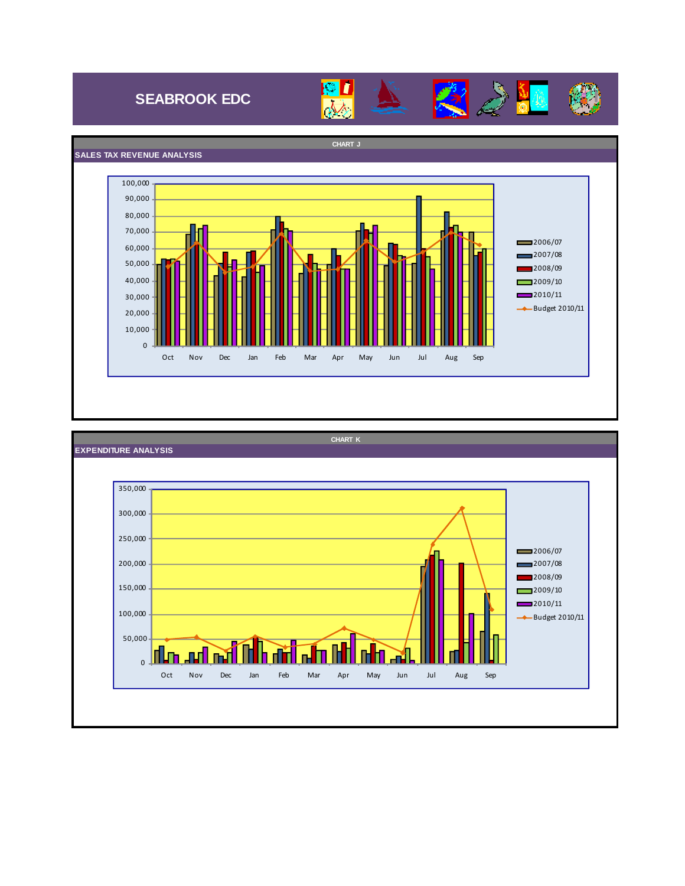# SEABROOK EDC

CHART J

## SALES TAX REVENUE ANALYSIS

CHART K

## EXPENDITURE ANALYSIS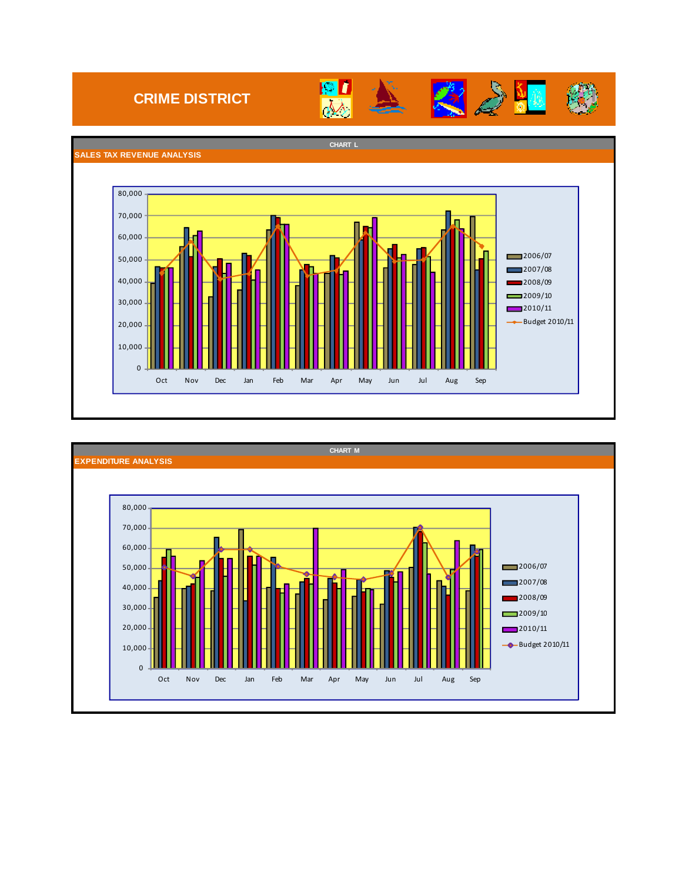# CRIME DISTRICT

**CHART L**

## SALES TAX REVENUE ANALYSIS

80,000
70,000
60,000
50,000
40,000
30,000
20,000
10,000
0

Oct Nov Dec Jan Feb Mar Apr May Jun Jul Aug Sep

2006/07
2007/08
2008/09
2009/10
2010/11
Budget 2010/11

**CHART M**

## EXPENDITURE ANALYSIS

80,000
70,000
60,000
50,000
40,000
30,000
20,000
10,000
0

Oct Nov Dec Jan Feb Mar Apr May Jun Jul Aug Sep

2006/07
2007/08
2008/09
2009/10
2010/11
Budget 2010/11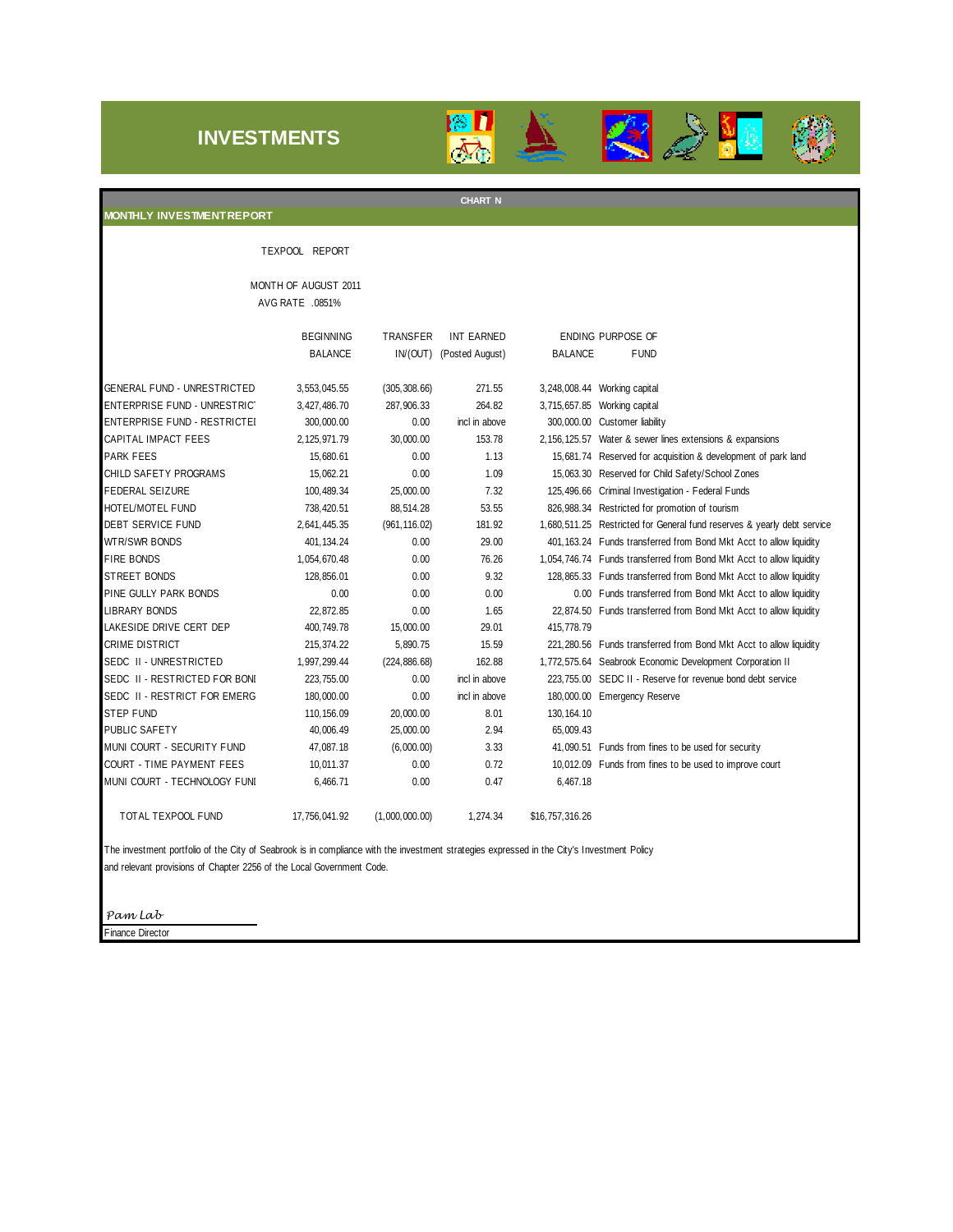# INVESTMENTS

CHART N

## MONTHLY INVESTMENT REPORT

TEXPOOL REPORT

MONTH OF AUGUST 2011

AVG RATE .0851%

| | BEGINNING BALANCE | TRANSFER IN/(OUT) | INT EARNED (Posted August) | ENDING BALANCE | PURPOSE OF FUND |
|---|---|---|---|---|---|
| GENERAL FUND - UNRESTRICTED | 3,553,045.55 | (305,308.66) | 271.55 | 3,248,008.44 | Working capital |
| ENTERPRISE FUND - UNRESTRICT | 3,427,486.70 | 287,906.33 | 264.82 | 3,715,657.85 | Working capital |
| ENTERPRISE FUND - RESTRICTEI | 300,000.00 | 0.00 | incl in above | 300,000.00 | Customer liability |
| CAPITAL IMPACT FEES | 2,125,971.79 | 30,000.00 | 153.78 | 2,156,125.57 | Water & sewer lines extensions & expansions |
| PARK FEES | 15,680.61 | 0.00 | 1.13 | 15,681.74 | Reserved for acquisition & development of park land |
| CHILD SAFETY PROGRAMS | 15,062.21 | 0.00 | 1.09 | 15,063.30 | Reserved for Child Safety/School Zones |
| FEDERAL SEIZURE | 100,489.34 | 25,000.00 | 7.32 | 125,496.66 | Criminal Investigation - Federal Funds |
| HOTEL/MOTEL FUND | 738,420.51 | 88,514.28 | 53.55 | 826,988.34 | Restricted for promotion of tourism |
| DEBT SERVICE FUND | 2,641,445.35 | (961,116.02) | 181.92 | 1,680,511.25 | Restricted for General fund reserves & yearly debt service |
| WTR/SWR BONDS | 401,134.24 | 0.00 | 29.00 | 401,163.24 | Funds transferred from Bond Mkt Acct to allow liquidity |
| FIRE BONDS | 1,054,670.48 | 0.00 | 76.26 | 1,054,746.74 | Funds transferred from Bond Mkt Acct to allow liquidity |
| STREET BONDS | 128,856.01 | 0.00 | 9.32 | 128,865.33 | Funds transferred from Bond Mkt Acct to allow liquidity |
| PINE GULLY PARK BONDS | 0.00 | 0.00 | 0.00 | 0.00 | Funds transferred from Bond Mkt Acct to allow liquidity |
| LIBRARY BONDS | 22,872.85 | 0.00 | 1.65 | 22,874.50 | Funds transferred from Bond Mkt Acct to allow liquidity |
| LAKESIDE DRIVE CERT DEP | 400,749.78 | 15,000.00 | 29.01 | 415,778.79 | |
| CRIME DISTRICT | 215,374.22 | 5,890.75 | 15.59 | 221,280.56 | Funds transferred from Bond Mkt Acct to allow liquidity |
| SEDC II - UNRESTRICTED | 1,997,299.44 | (224,886.68) | 162.88 | 1,772,575.64 | Seabrook Economic Development Corporation II |
| SEDC II - RESTRICTED FOR BONI | 223,755.00 | 0.00 | incl in above | 223,755.00 | SEDC II - Reserve for revenue bond debt service |
| SEDC II - RESTRICT FOR EMERG | 180,000.00 | 0.00 | incl in above | 180,000.00 | Emergency Reserve |
| STEP FUND | 110,156.09 | 20,000.00 | 8.01 | 130,164.10 | |
| PUBLIC SAFETY | 40,006.49 | 25,000.00 | 2.94 | 65,009.43 | |
| MUNI COURT - SECURITY FUND | 47,087.18 | (6,000.00) | 3.33 | 41,090.51 | Funds from fines to be used for security |
| COURT - TIME PAYMENT FEES | 10,011.37 | 0.00 | 0.72 | 10,012.09 | Funds from fines to be used to improve court |
| MUNI COURT - TECHNOLOGY FUNI | 6,466.71 | 0.00 | 0.47 | 6,467.18 | |
| TOTAL TEXPOOL FUND | 17,756,041.92 | (1,000,000.00) | 1,274.34 | $16,757,316.26 | |

The investment portfolio of the City of Seabrook is in compliance with the investment strategies expressed in the City's Investment Policy and relevant provisions of Chapter 2256 of the Local Government Code.

*Pam Lab*

Finance Director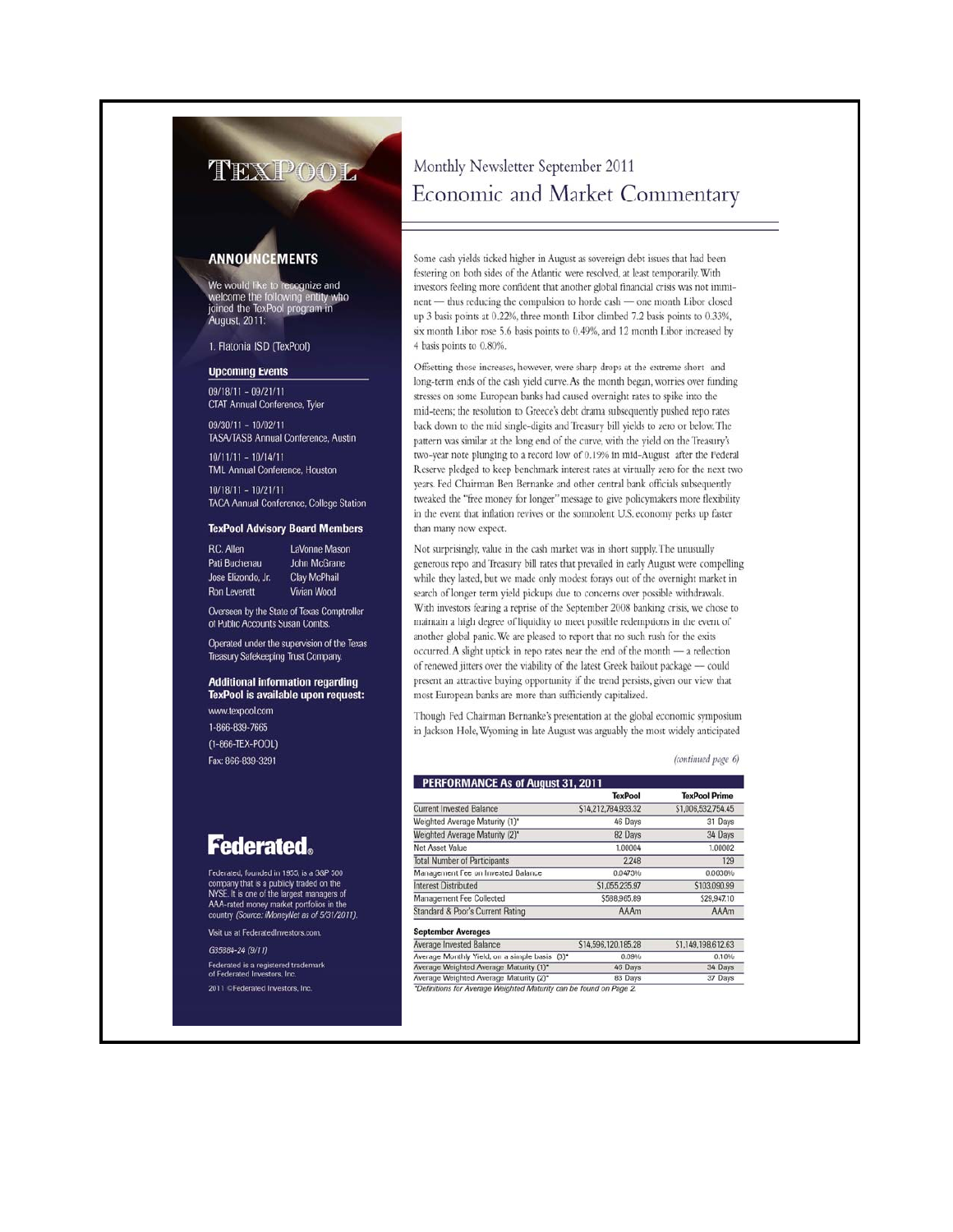# TexPool

## ANNOUNCEMENTS

We would like to recognize and welcome the following entity who joined the TexPool program in August, 2011:

1. Flatonia ISD (TexPool)

### Upcoming Events

09/18/11 - 09/21/11
CTAT Annual Conference, Tyler

09/30/11 - 10/02/11
TASA/TASB Annual Conference, Austin

10/11/11 - 10/14/11
TML Annual Conference, Houston

10/18/11 - 10/21/11
TACA Annual Conference, College Station

### TexPool Advisory Board Members

| | |
|---|---|
| R.C. Allen | LaVonne Mason |
| Pati Buchenau | John McGrane |
| Jose Elizondo, Jr. | Clay McPhail |
| Ron Leverett | Vivian Wood |

Overseen by the State of Texas Comptroller of Public Accounts Susan Combs.

Operated under the supervision of the Texas Treasury Safekeeping Trust Company.

### Additional information regarding TexPool is available upon request:

www.texpool.com
1-866-839-7665
(1-866-TEX-POOL)
Fax: 866-839-3291

**Federated.**

Federated, founded in 1955, is a S&P 500 company that is a publicly traded on the NYSE. It is one of the largest managers of AAA-rated money market portfolios in the country *(Source: iMoneyNet as of 5/31/2011)*.

Visit us at FederatedInvestors.com.

*G35884-24 (9/11)*

Federated is a registered trademark of Federated Investors, Inc.

2011 ©Federated Investors, Inc.

# Monthly Newsletter September 2011

## Economic and Market Commentary

Some cash yields ticked higher in August as sovereign debt issues that had been festering on both sides of the Atlantic were resolved, at least temporarily. With investors feeling more confident that another global financial crisis was not imminent — thus reducing the compulsion to horde cash — one month Libor closed up 3 basis points at 0.22%, three month Libor climbed 7.2 basis points to 0.33%, six month Libor rose 5.6 basis points to 0.49%, and 12 month Libor increased by 4 basis points to 0.80%.

Offsetting those increases, however, were sharp drops at the extreme short and long-term ends of the cash yield curve. As the month began, worries over funding stresses on some European banks had caused overnight rates to spike into the mid-teens; the resolution to Greece's debt drama subsequently pushed repo rates back down to the mid single-digits and Treasury bill yields to zero or below. The pattern was similar at the long end of the curve, with the yield on the Treasury's two-year note plunging to a record low of 0.19% in mid-August after the Federal Reserve pledged to keep benchmark interest rates at virtually zero for the next two years. Fed Chairman Ben Bernanke and other central bank officials subsequently tweaked the "free money for longer" message to give policymakers more flexibility in the event that inflation revives or the somnolent U.S. economy perks up faster than many now expect.

Not surprisingly, value in the cash market was in short supply. The unusually generous repo and Treasury bill rates that prevailed in early August were compelling while they lasted, but we made only modest forays out of the overnight market in search of longer term yield pickups due to concerns over possible withdrawals. With investors fearing a reprise of the September 2008 banking crisis, we chose to maintain a high degree of liquidity to meet possible redemptions in the event of another global panic. We are pleased to report that no such rush for the exits occurred. A slight uptick in repo rates near the end of the month — a reflection of renewed jitters over the viability of the latest Greek bailout package — could present an attractive buying opportunity if the trend persists, given our view that most European banks are more than sufficiently capitalized.

Though Fed Chairman Bernanke's presentation at the global economic symposium in Jackson Hole, Wyoming in late August was arguably the most widely anticipated

*(continued page 6)*

### PERFORMANCE As of August 31, 2011

| | TexPool | TexPool Prime |
|---|---|---|
| Current Invested Balance | $14,212,784,933.32 | $1,006,532,754.45 |
| Weighted Average Maturity (1)* | 46 Days | 31 Days |
| Weighted Average Maturity (2)* | 82 Days | 34 Days |
| Net Asset Value | 1.00004 | 1.00002 |
| Total Number of Participants | 2,248 | 129 |
| Management Fee on Invested Balance | 0.0473% | 0.0636% |
| Interest Distributed | $1,055,235.97 | $103,090.99 |
| Management Fee Collected | $588,965.89 | $29,947.10 |
| Standard & Poor's Current Rating | AAAm | AAAm |
| **September Averages** | | |
| Average Invested Balance | $14,596,120,185.28 | $1,149,198,612.63 |
| Average Monthly Yield, on a simple basis (3)* | 0.09% | 0.10% |
| Average Weighted Average Maturity (1)* | 46 Days | 34 Days |
| Average Weighted Average Maturity (2)* | 83 Days | 37 Days |

*Definitions for Average Weighted Maturity can be found on Page 2.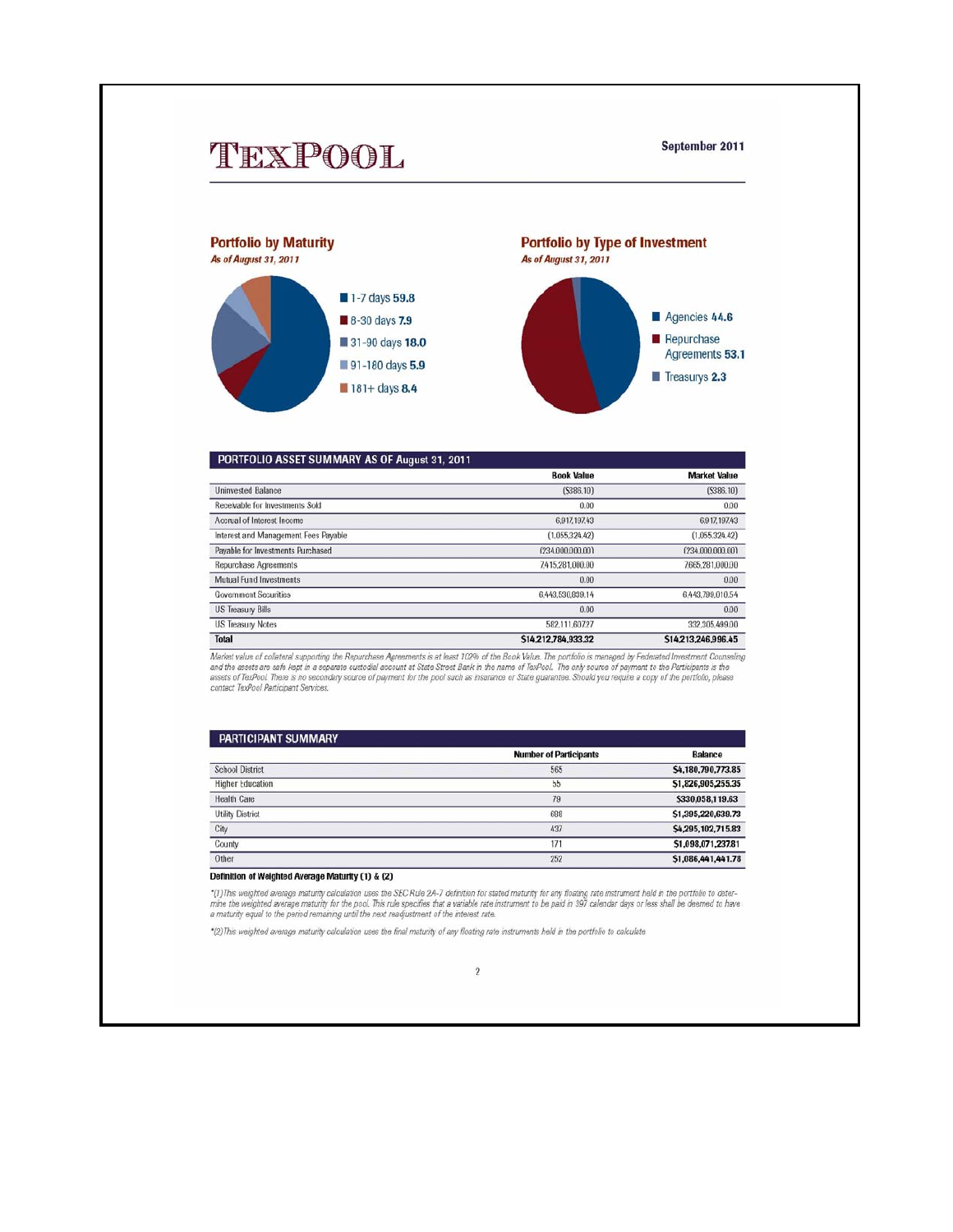# TEXPOOL

September 2011

## Portfolio by Maturity

*As of August 31, 2011*

- 1-7 days **59.8**
- 8-30 days **7.9**
- 31-90 days **18.0**
- 91-180 days **5.9**
- 181+ days **8.4**

## Portfolio by Type of Investment

*As of August 31, 2011*

- Agencies **44.6**
- Repurchase Agreements **53.1**
- Treasurys **2.3**

## PORTFOLIO ASSET SUMMARY AS OF August 31, 2011

| | Book Value | Market Value |
|---|---|---|
| Uninvested Balance | ($386.10) | ($386.10) |
| Receivable for Investments Sold | 0.00 | 0.00 |
| Accrual of Interest Income | 6,917,197.43 | 6,917,197.43 |
| Interest and Management Fees Payable | (1,055,324.42) | (1,055,324.42) |
| Payable for Investments Purchased | (234,000,000.00) | (234,000,000.00) |
| Repurchase Agreements | 7,415,281,000.00 | 7,665,281,000.00 |
| Mutual Fund Investments | 0.00 | 0.00 |
| Government Securities | 6,443,530,839.14 | 6,443,798,010.54 |
| US Treasury Bills | 0.00 | 0.00 |
| US Treasury Notes | 582,111,607.27 | 332,305,499.00 |
| **Total** | **$14,212,784,933.32** | **$14,213,246,996.45** |

*Market value of collateral supporting the Repurchase Agreements is at least 102% of the Book Value. The portfolio is managed by Federated Investment Counseling and the assets are safe kept in a separate custodial account at State Street Bank in the name of TexPool. The only source of payment to the Participants is the assets of TexPool. There is no secondary source of payment for the pool such as insurance or State guarantee. Should you require a copy of the portfolio, please contact TexPool Participant Services.*

## PARTICIPANT SUMMARY

| | Number of Participants | Balance |
|---|---|---|
| School District | 565 | $4,180,790,773.85 |
| Higher Education | 55 | $1,826,905,255.35 |
| Health Care | 79 | $330,058,119.63 |
| Utility District | 698 | $1,395,220,630.73 |
| City | 437 | $4,295,102,715.83 |
| County | 171 | $1,098,071,237.81 |
| Other | 252 | $1,086,441,441.78 |

**Definition of Weighted Average Maturity (1) & (2)**

*(1) This weighted average maturity calculation uses the SEC Rule 2A-7 definition for stated maturity for any floating rate instrument held in the portfolio to determine the weighted average maturity for the pool. This rule specifies that a variable rate instrument to be paid in 397 calendar days or less shall be deemed to have a maturity equal to the period remaining until the next readjustment of the interest rate.*

*(2) This weighted average maturity calculation uses the final maturity of any floating rate instruments held in the portfolio to calculate*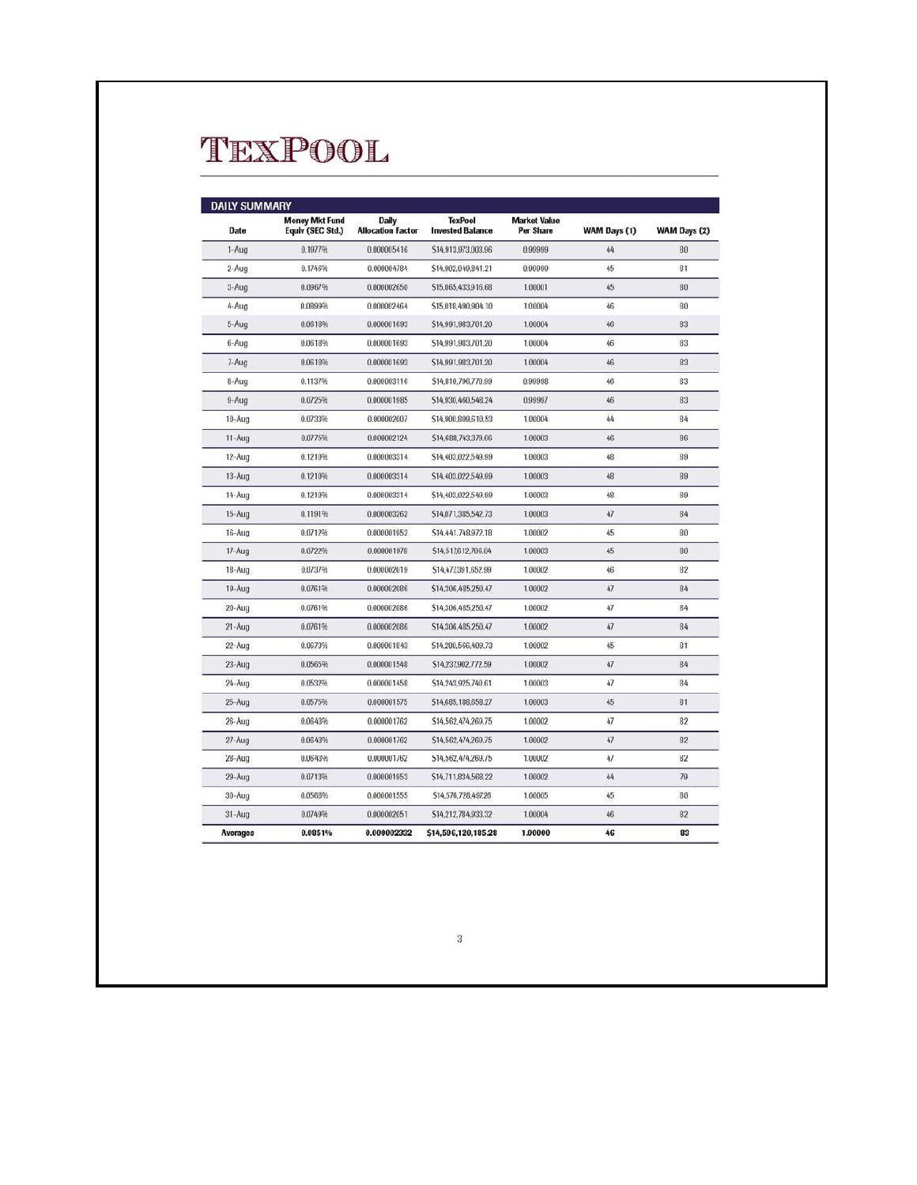# TexPool

## DAILY SUMMARY

| Date | Money Mkt Fund Equiv (SEC Std.) | Daily Allocation Factor | TexPool Invested Balance | Market Value Per Share | WAM Days (1) | WAM Days (2) |
|---|---|---|---|---|---|---|
| 1-Aug | 0.1977% | 0.000005416 | $14,913,973,003.96 | 0.99999 | 44 | 80 |
| 2-Aug | 0.1746% | 0.000004784 | $14,902,040,841.21 | 0.99999 | 45 | 81 |
| 3-Aug | 0.0967% | 0.000002650 | $15,065,433,916.68 | 1.00001 | 45 | 80 |
| 4-Aug | 0.0899% | 0.000002464 | $15,018,490,904.10 | 1.00004 | 46 | 80 |
| 5-Aug | 0.0618% | 0.000001693 | $14,991,983,701.20 | 1.00004 | 46 | 83 |
| 6-Aug | 0.0618% | 0.000001693 | $14,991,983,701.20 | 1.00004 | 46 | 83 |
| 7-Aug | 0.0618% | 0.000001693 | $14,991,983,701.20 | 1.00004 | 46 | 83 |
| 8-Aug | 0.1137% | 0.000003116 | $14,810,796,770.99 | 0.99998 | 46 | 83 |
| 9-Aug | 0.0725% | 0.000001985 | $14,930,460,548.24 | 0.99997 | 46 | 83 |
| 10-Aug | 0.0733% | 0.000002007 | $14,900,809,610.53 | 1.00004 | 44 | 84 |
| 11-Aug | 0.0775% | 0.000002124 | $14,688,743,379.66 | 1.00003 | 46 | 86 |
| 12-Aug | 0.1210% | 0.000003314 | $14,403,022,549.99 | 1.00003 | 48 | 89 |
| 13-Aug | 0.1210% | 0.000003314 | $14,403,022,549.99 | 1.00003 | 48 | 89 |
| 14-Aug | 0.1210% | 0.000003314 | $14,403,022,549.99 | 1.00003 | 48 | 89 |
| 15-Aug | 0.1191% | 0.000003262 | $14,071,385,542.73 | 1.00003 | 47 | 84 |
| 16-Aug | 0.0712% | 0.000001952 | $14,441,748,972.18 | 1.00002 | 45 | 80 |
| 17-Aug | 0.0722% | 0.000001978 | $14,517,612,706.04 | 1.00003 | 45 | 80 |
| 18-Aug | 0.0737% | 0.000002019 | $14,477,391,652.99 | 1.00002 | 46 | 82 |
| 19-Aug | 0.0761% | 0.000002086 | $14,306,485,250.47 | 1.00002 | 47 | 84 |
| 20-Aug | 0.0761% | 0.000002086 | $14,306,485,250.47 | 1.00002 | 47 | 84 |
| 21-Aug | 0.0761% | 0.000002086 | $14,306,485,250.47 | 1.00002 | 47 | 84 |
| 22-Aug | 0.0673% | 0.000001843 | $14,206,566,409.73 | 1.00002 | 45 | 81 |
| 23-Aug | 0.0565% | 0.000001548 | $14,237,902,772.59 | 1.00002 | 47 | 84 |
| 24-Aug | 0.0532% | 0.000001458 | $14,243,925,740.61 | 1.00003 | 47 | 84 |
| 25-Aug | 0.0575% | 0.000001575 | $14,685,188,658.27 | 1.00003 | 45 | 81 |
| 26-Aug | 0.0643% | 0.000001762 | $14,562,474,269.75 | 1.00002 | 47 | 82 |
| 27-Aug | 0.0643% | 0.000001762 | $14,562,474,269.75 | 1.00002 | 47 | 82 |
| 28-Aug | 0.0643% | 0.000001762 | $14,562,474,269.75 | 1.00002 | 47 | 82 |
| 29-Aug | 0.0713% | 0.000001953 | $14,711,834,568.22 | 1.00002 | 44 | 79 |
| 30-Aug | 0.0568% | 0.000001555 | $14,576,728,487.26 | 1.00005 | 45 | 80 |
| 31-Aug | 0.0749% | 0.000002051 | $14,212,784,933.32 | 1.00004 | 46 | 82 |
| **Averages** | **0.0851%** | **0.000002332** | **$14,596,120,185.28** | **1.00000** | **46** | **83** |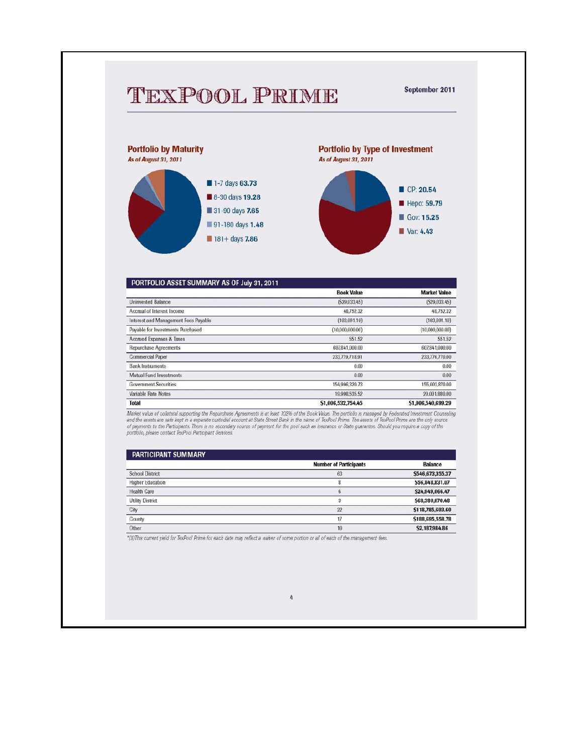# TexPool Prime

September 2011

## Portfolio by Maturity

*As of August 31, 2011*

- 1-7 days **63.73**
- 8-30 days **19.28**
- 31-90 days **7.65**
- 91-180 days **1.48**
- 181+ days **7.86**

## Portfolio by Type of Investment

*As of August 31, 2011*

- CP: **20.54**
- Repo: **59.79**
- Gov: **15.25**
- Var: **4.43**

## PORTFOLIO ASSET SUMMARY AS OF July 31, 2011

| | Book Value | Market Value |
|---|---|---|
| Uninvested Balance | ($29,033.45) | ($29,033.45) |
| Accrual of Interest Income | 48,752.32 | 48,752.32 |
| Interest and Management Fees Payable | (103,091.10) | (103,091.10) |
| Payable for Investments Purchased | (10,000,000.00) | (10,000,000.00) |
| Accrued Expenses & Taxes | 551.52 | 551.52 |
| Repurchase Agreements | 607,841,000.00 | 607,841,000.00 |
| Commercial Paper | 233,779,718.91 | 233,776,770.00 |
| Bank Instruments | 0.00 | 0.00 |
| Mutual Fund Investments | 0.00 | 0.00 |
| Government Securities | 154,996,320.73 | 155,003,870.00 |
| Variable Rate Notes | 19,998,535.52 | 20,001,880.00 |
| **Total** | **$1,006,532,754.45** | **$1,006,540,699.29** |

*Market value of collateral supporting the Repurchase Agreements is at least 102% of the Book Value. The portfolio is managed by Federated Investment Counseling and the assets are safe kept in a separate custodial account at State Street Bank in the name of TexPool Prime. The assets of TexPool Prime are the only source of payments to the Participants. There is no secondary source of payment for the pool such as insurance or State guarantee. Should you require a copy of the portfolio, please contact TexPool Participant Services.*

## PARTICIPANT SUMMARY

| | Number of Participants | Balance |
|---|---|---|
| School District | 63 | $546,673,355.37 |
| Higher Education | 8 | $56,848,831.07 |
| Health Care | 6 | $24,949,066.47 |
| Utility District | 3 | $68,380,070.48 |
| City | 22 | $118,785,603.60 |
| County | 17 | $188,695,558.78 |
| Other | 10 | $2,187,984.86 |

*(3)This current yield for TexPool Prime for each date may reflect a waiver of some portion or all of each of the management fees.*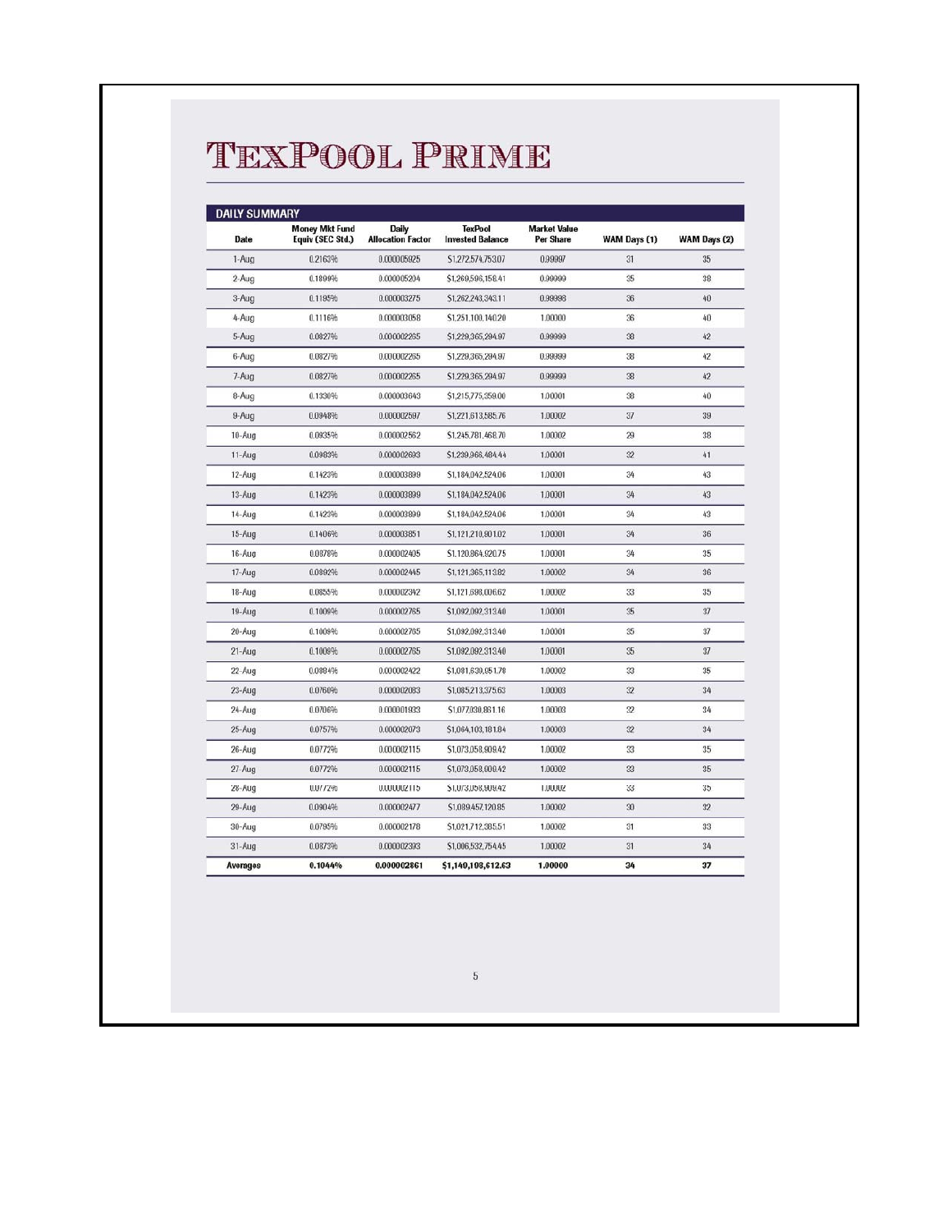# TexPool Prime

## DAILY SUMMARY

| Date | Money Mkt Fund Equiv (SEC Std.) | Daily Allocation Factor | TexPool Invested Balance | Market Value Per Share | WAM Days (1) | WAM Days (2) |
|---|---|---|---|---|---|---|
| 1-Aug | 0.2163% | 0.000005925 | $1,272,574,753.07 | 0.99997 | 31 | 35 |
| 2-Aug | 0.1899% | 0.000005204 | $1,269,596,158.41 | 0.99999 | 35 | 38 |
| 3-Aug | 0.1195% | 0.000003275 | $1,262,243,343.11 | 0.99998 | 36 | 40 |
| 4-Aug | 0.1116% | 0.000003058 | $1,251,100,140.20 | 1.00000 | 36 | 40 |
| 5-Aug | 0.0827% | 0.000002265 | $1,229,365,294.97 | 0.99999 | 38 | 42 |
| 6-Aug | 0.0827% | 0.000002265 | $1,229,365,294.97 | 0.99999 | 38 | 42 |
| 7-Aug | 0.0827% | 0.000002265 | $1,229,365,294.97 | 0.99999 | 38 | 42 |
| 8-Aug | 0.1330% | 0.000003643 | $1,215,775,359.00 | 1.00001 | 38 | 40 |
| 9-Aug | 0.0948% | 0.000002597 | $1,221,613,585.76 | 1.00002 | 37 | 39 |
| 10-Aug | 0.0935% | 0.000002562 | $1,245,781,468.70 | 1.00002 | 29 | 38 |
| 11-Aug | 0.0983% | 0.000002693 | $1,239,966,484.44 | 1.00001 | 32 | 41 |
| 12-Aug | 0.1423% | 0.000003899 | $1,184,042,524.06 | 1.00001 | 34 | 43 |
| 13-Aug | 0.1423% | 0.000003899 | $1,184,042,524.06 | 1.00001 | 34 | 43 |
| 14-Aug | 0.1423% | 0.000003899 | $1,184,042,524.06 | 1.00001 | 34 | 43 |
| 15-Aug | 0.1406% | 0.000003851 | $1,121,210,801.02 | 1.00001 | 34 | 36 |
| 16-Aug | 0.0878% | 0.000002405 | $1,120,864,920.75 | 1.00001 | 34 | 35 |
| 17-Aug | 0.0892% | 0.000002445 | $1,121,365,113.82 | 1.00002 | 34 | 36 |
| 18-Aug | 0.0855% | 0.000002342 | $1,121,698,006.62 | 1.00002 | 33 | 35 |
| 19-Aug | 0.1009% | 0.000002765 | $1,092,092,313.40 | 1.00001 | 35 | 37 |
| 20-Aug | 0.1009% | 0.000002765 | $1,092,092,313.40 | 1.00001 | 35 | 37 |
| 21-Aug | 0.1009% | 0.000002765 | $1,092,092,313.40 | 1.00001 | 35 | 37 |
| 22-Aug | 0.0884% | 0.000002422 | $1,081,630,051.78 | 1.00002 | 33 | 35 |
| 23-Aug | 0.0760% | 0.000002083 | $1,085,213,375.63 | 1.00003 | 32 | 34 |
| 24-Aug | 0.0706% | 0.000001933 | $1,077,830,861.16 | 1.00003 | 32 | 34 |
| 25-Aug | 0.0757% | 0.000002073 | $1,064,103,181.84 | 1.00003 | 32 | 34 |
| 26-Aug | 0.0772% | 0.000002115 | $1,073,058,909.42 | 1.00002 | 33 | 35 |
| 27-Aug | 0.0772% | 0.000002115 | $1,073,058,909.42 | 1.00002 | 33 | 35 |
| 28-Aug | 0.0772% | 0.000002115 | $1,073,058,909.42 | 1.00002 | 33 | 35 |
| 29-Aug | 0.0904% | 0.000002477 | $1,089,457,120.85 | 1.00002 | 30 | 32 |
| 30-Aug | 0.0795% | 0.000002178 | $1,021,712,385.51 | 1.00002 | 31 | 33 |
| 31-Aug | 0.0873% | 0.000002393 | $1,006,532,754.45 | 1.00002 | 31 | 34 |
| **Averages** | **0.1044%** | **0.000002861** | **$1,140,198,612.63** | **1.00000** | **34** | **37** |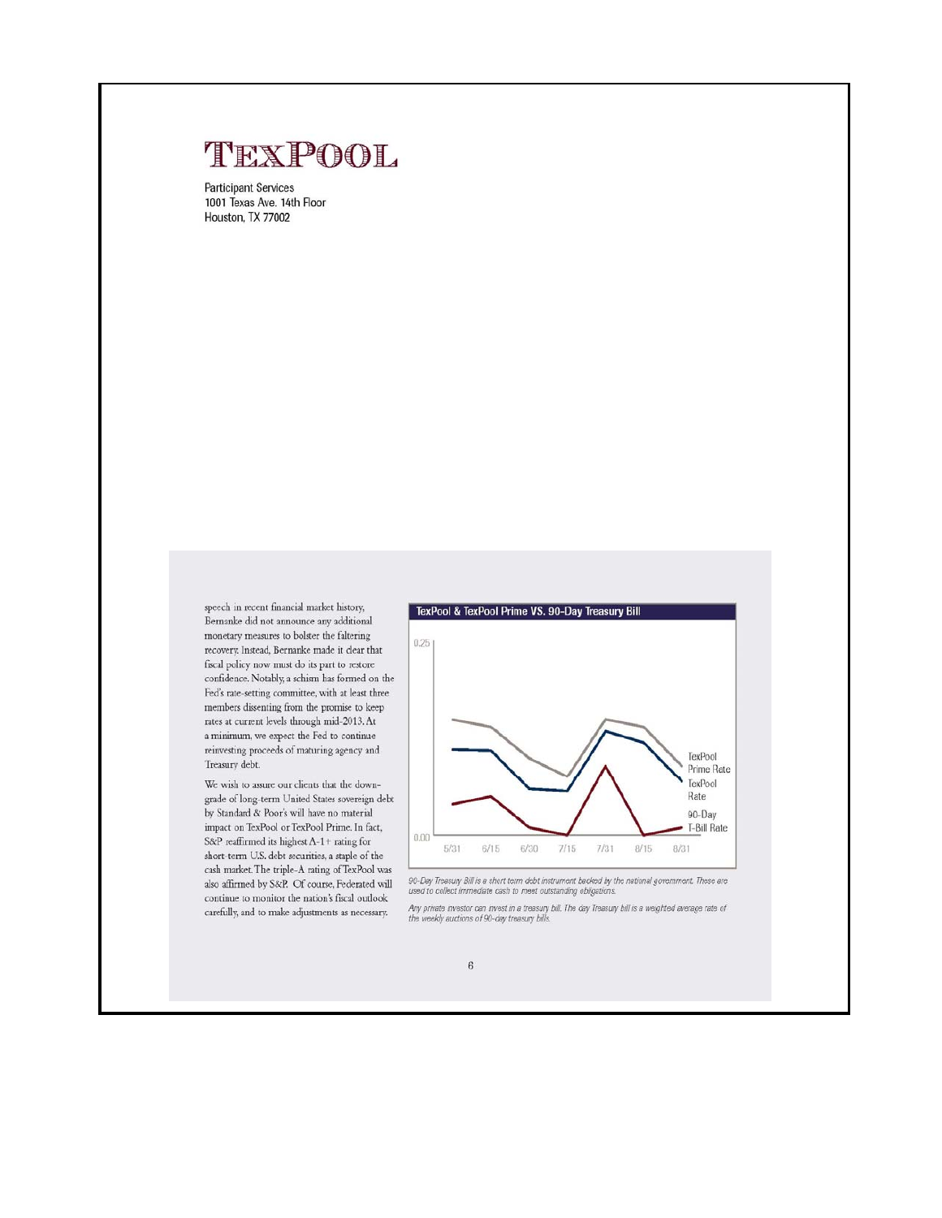# TexPool

Participant Services
1001 Texas Ave. 14th Floor
Houston, TX 77002

speech in recent financial market history, Bernanke did not announce any additional monetary measures to bolster the faltering recovery. Instead, Bernanke made it clear that fiscal policy now must do its part to restore confidence. Notably, a schism has formed on the Fed's rate-setting committee, with at least three members dissenting from the promise to keep rates at current levels through mid-2013. At a minimum, we expect the Fed to continue reinvesting proceeds of maturing agency and Treasury debt.

We wish to assure our clients that the downgrade of long-term United States sovereign debt by Standard & Poor's will have no material impact on TexPool or TexPool Prime. In fact, S&P reaffirmed its highest A-1+ rating for short-term U.S. debt securities, a staple of the cash market. The triple-A rating of TexPool was also affirmed by S&P. Of course, Federated will continue to monitor the nation's fiscal outlook carefully, and to make adjustments as necessary.

**TexPool & TexPool Prime VS. 90-Day Treasury Bill**

0.25
0.00
5/31 6/15 6/30 7/15 7/31 8/15 8/31
TexPool Prime Rate
TexPool Rate
90-Day T-Bill Rate

*90-Day Treasury Bill is a short term debt instrument backed by the national government. These are used to collect immediate cash to meet outstanding obligations.*

*Any private investor can invest in a treasury bill. The day Treasury bill is a weighted average rate of the weekly auctions of 90-day treasury bills.*